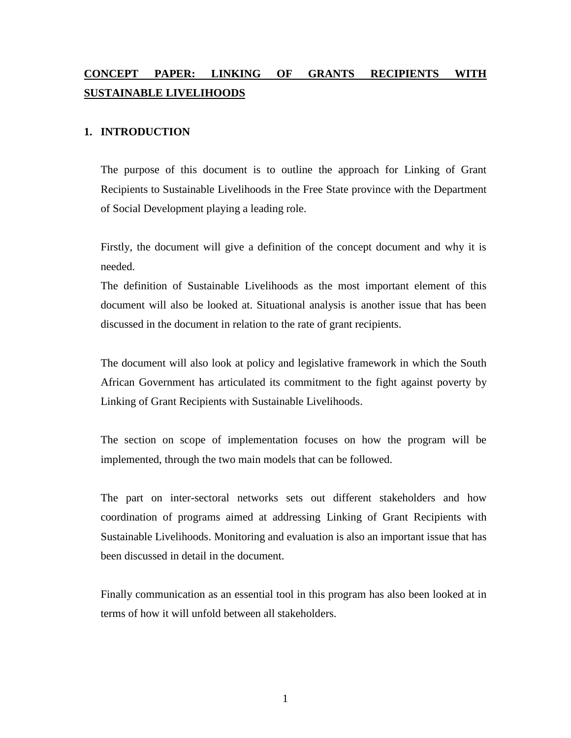# <u>CONCEPT PAPER: LINKING OF GRANTS RECIPIENTS WITH SUSTAINABLE LIVELIHOODS</u>

## 1. INTRODUCTION

The purpose of this document is to outline the approach for Linking of Grant Recipients to Sustainable Livelihoods in the Free State province with the Department of Social Development playing a leading role.

Firstly, the document will give a definition of the concept document and why it is needed.
The definition of Sustainable Livelihoods as the most important element of this document will also be looked at. Situational analysis is another issue that has been discussed in the document in relation to the rate of grant recipients.

The document will also look at policy and legislative framework in which the South African Government has articulated its commitment to the fight against poverty by Linking of Grant Recipients with Sustainable Livelihoods.

The section on scope of implementation focuses on how the program will be implemented, through the two main models that can be followed.

The part on inter-sectoral networks sets out different stakeholders and how coordination of programs aimed at addressing Linking of Grant Recipients with Sustainable Livelihoods. Monitoring and evaluation is also an important issue that has been discussed in detail in the document.

Finally communication as an essential tool in this program has also been looked at in terms of how it will unfold between all stakeholders.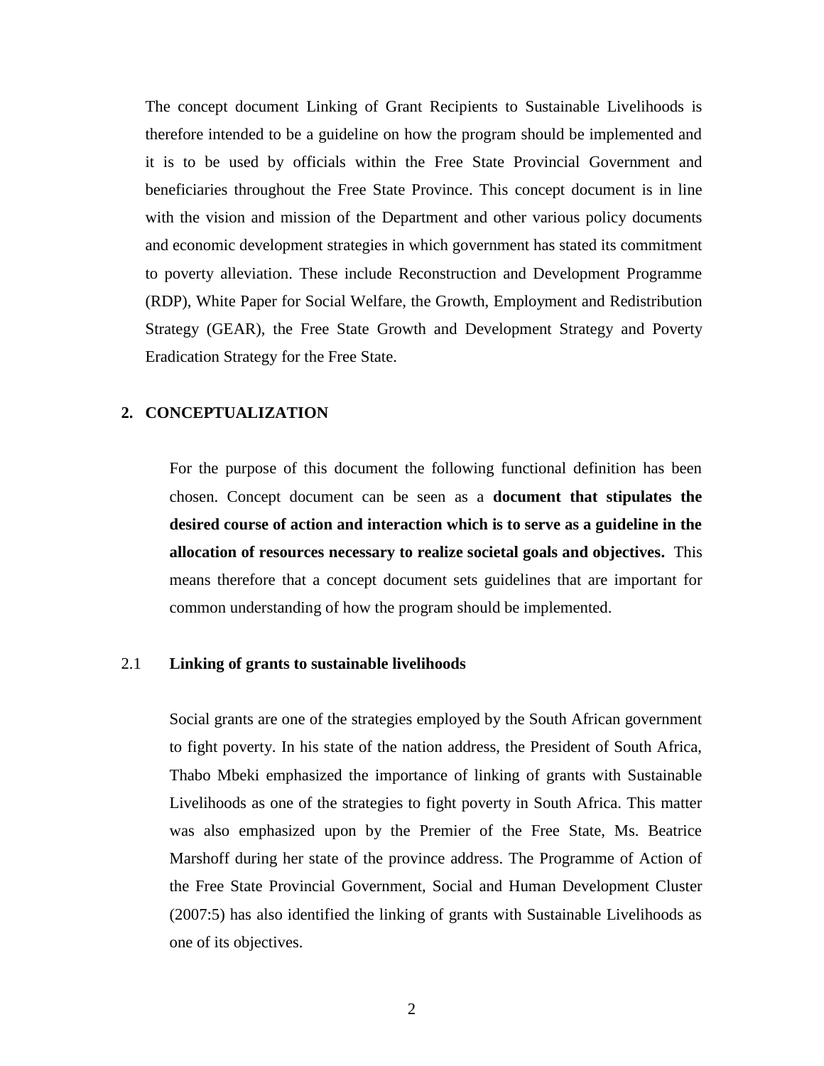The concept document Linking of Grant Recipients to Sustainable Livelihoods is therefore intended to be a guideline on how the program should be implemented and it is to be used by officials within the Free State Provincial Government and beneficiaries throughout the Free State Province. This concept document is in line with the vision and mission of the Department and other various policy documents and economic development strategies in which government has stated its commitment to poverty alleviation. These include Reconstruction and Development Programme (RDP), White Paper for Social Welfare, the Growth, Employment and Redistribution Strategy (GEAR), the Free State Growth and Development Strategy and Poverty Eradication Strategy for the Free State.

## 2. CONCEPTUALIZATION

For the purpose of this document the following functional definition has been chosen. Concept document can be seen as a **document that stipulates the desired course of action and interaction which is to serve as a guideline in the allocation of resources necessary to realize societal goals and objectives.** This means therefore that a concept document sets guidelines that are important for common understanding of how the program should be implemented.

### 2.1 Linking of grants to sustainable livelihoods

Social grants are one of the strategies employed by the South African government to fight poverty. In his state of the nation address, the President of South Africa, Thabo Mbeki emphasized the importance of linking of grants with Sustainable Livelihoods as one of the strategies to fight poverty in South Africa. This matter was also emphasized upon by the Premier of the Free State, Ms. Beatrice Marshoff during her state of the province address. The Programme of Action of the Free State Provincial Government, Social and Human Development Cluster (2007:5) has also identified the linking of grants with Sustainable Livelihoods as one of its objectives.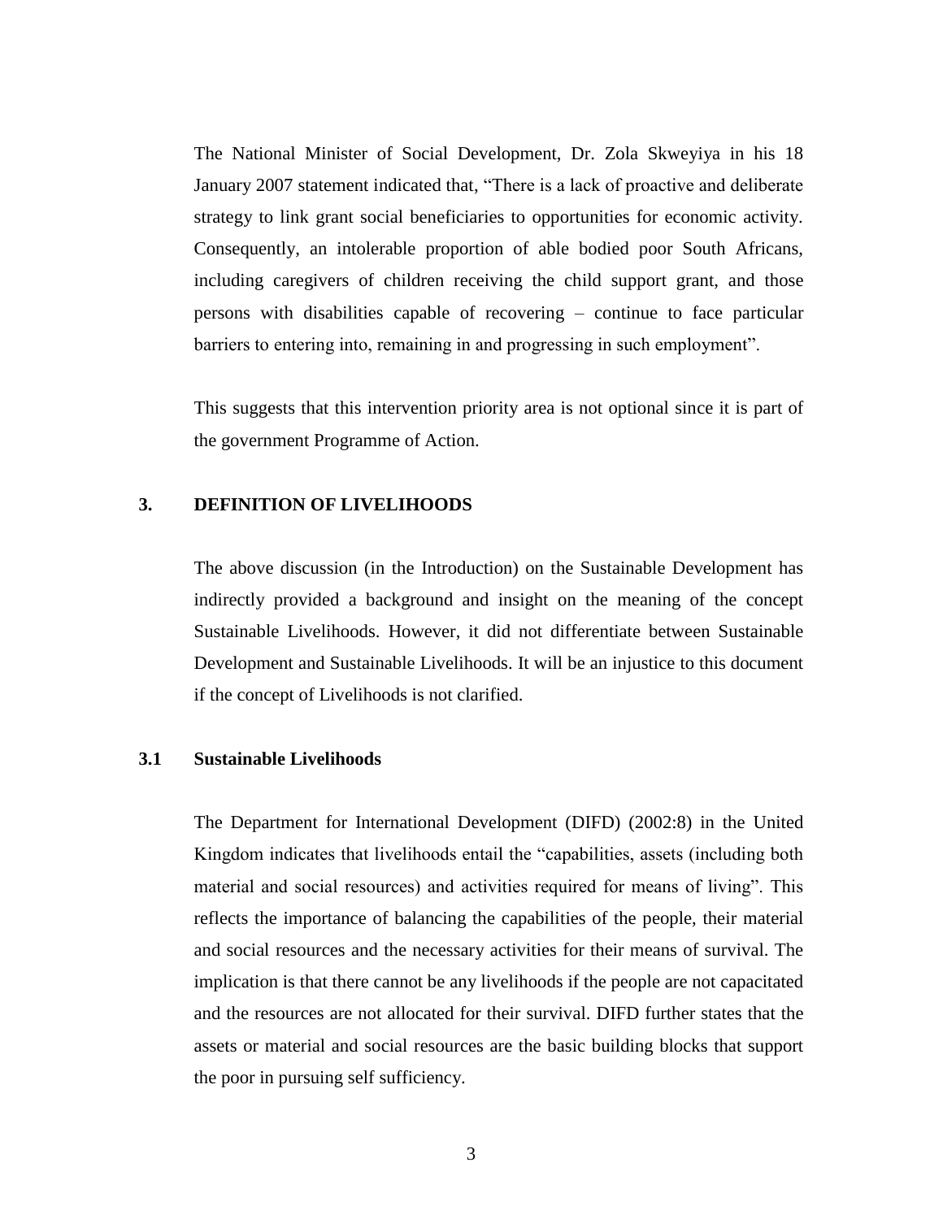The National Minister of Social Development, Dr. Zola Skweyiya in his 18 January 2007 statement indicated that, "There is a lack of proactive and deliberate strategy to link grant social beneficiaries to opportunities for economic activity. Consequently, an intolerable proportion of able bodied poor South Africans, including caregivers of children receiving the child support grant, and those persons with disabilities capable of recovering – continue to face particular barriers to entering into, remaining in and progressing in such employment".

This suggests that this intervention priority area is not optional since it is part of the government Programme of Action.

## 3. DEFINITION OF LIVELIHOODS

The above discussion (in the Introduction) on the Sustainable Development has indirectly provided a background and insight on the meaning of the concept Sustainable Livelihoods. However, it did not differentiate between Sustainable Development and Sustainable Livelihoods. It will be an injustice to this document if the concept of Livelihoods is not clarified.

### 3.1 Sustainable Livelihoods

The Department for International Development (DIFD) (2002:8) in the United Kingdom indicates that livelihoods entail the "capabilities, assets (including both material and social resources) and activities required for means of living". This reflects the importance of balancing the capabilities of the people, their material and social resources and the necessary activities for their means of survival. The implication is that there cannot be any livelihoods if the people are not capacitated and the resources are not allocated for their survival. DIFD further states that the assets or material and social resources are the basic building blocks that support the poor in pursuing self sufficiency.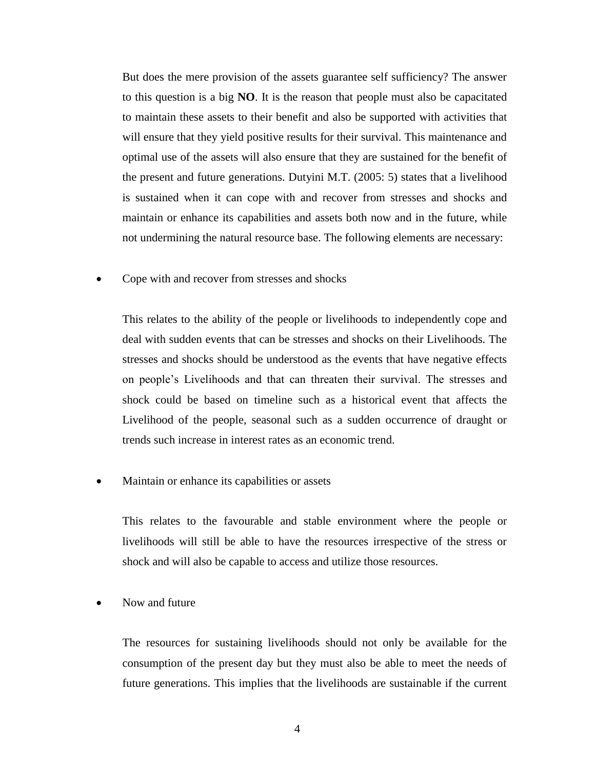But does the mere provision of the assets guarantee self sufficiency? The answer to this question is a big **NO**. It is the reason that people must also be capacitated to maintain these assets to their benefit and also be supported with activities that will ensure that they yield positive results for their survival. This maintenance and optimal use of the assets will also ensure that they are sustained for the benefit of the present and future generations. Dutyini M.T. (2005: 5) states that a livelihood is sustained when it can cope with and recover from stresses and shocks and maintain or enhance its capabilities and assets both now and in the future, while not undermining the natural resource base. The following elements are necessary:

- Cope with and recover from stresses and shocks

  This relates to the ability of the people or livelihoods to independently cope and deal with sudden events that can be stresses and shocks on their Livelihoods. The stresses and shocks should be understood as the events that have negative effects on people's Livelihoods and that can threaten their survival. The stresses and shock could be based on timeline such as a historical event that affects the Livelihood of the people, seasonal such as a sudden occurrence of draught or trends such increase in interest rates as an economic trend.

- Maintain or enhance its capabilities or assets

  This relates to the favourable and stable environment where the people or livelihoods will still be able to have the resources irrespective of the stress or shock and will also be capable to access and utilize those resources.

- Now and future

  The resources for sustaining livelihoods should not only be available for the consumption of the present day but they must also be able to meet the needs of future generations. This implies that the livelihoods are sustainable if the current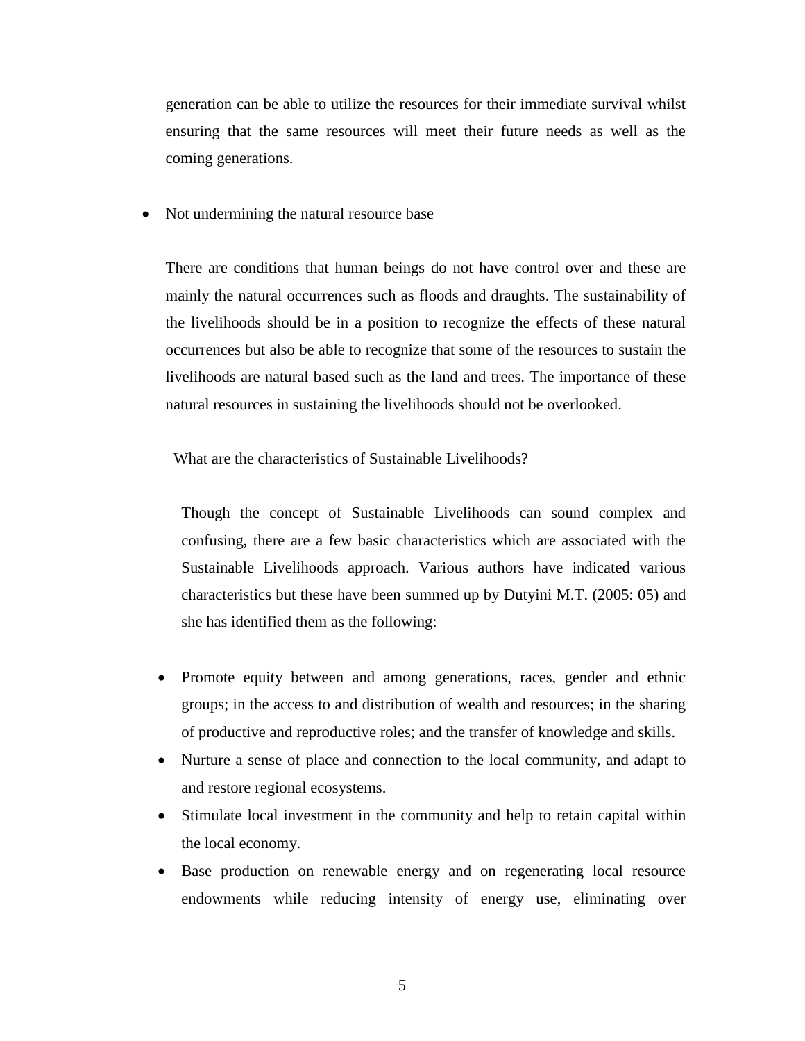generation can be able to utilize the resources for their immediate survival whilst ensuring that the same resources will meet their future needs as well as the coming generations.

- Not undermining the natural resource base

  There are conditions that human beings do not have control over and these are mainly the natural occurrences such as floods and draughts. The sustainability of the livelihoods should be in a position to recognize the effects of these natural occurrences but also be able to recognize that some of the resources to sustain the livelihoods are natural based such as the land and trees. The importance of these natural resources in sustaining the livelihoods should not be overlooked.

What are the characteristics of Sustainable Livelihoods?

Though the concept of Sustainable Livelihoods can sound complex and confusing, there are a few basic characteristics which are associated with the Sustainable Livelihoods approach. Various authors have indicated various characteristics but these have been summed up by Dutyini M.T. (2005: 05) and she has identified them as the following:

- Promote equity between and among generations, races, gender and ethnic groups; in the access to and distribution of wealth and resources; in the sharing of productive and reproductive roles; and the transfer of knowledge and skills.
- Nurture a sense of place and connection to the local community, and adapt to and restore regional ecosystems.
- Stimulate local investment in the community and help to retain capital within the local economy.
- Base production on renewable energy and on regenerating local resource endowments while reducing intensity of energy use, eliminating over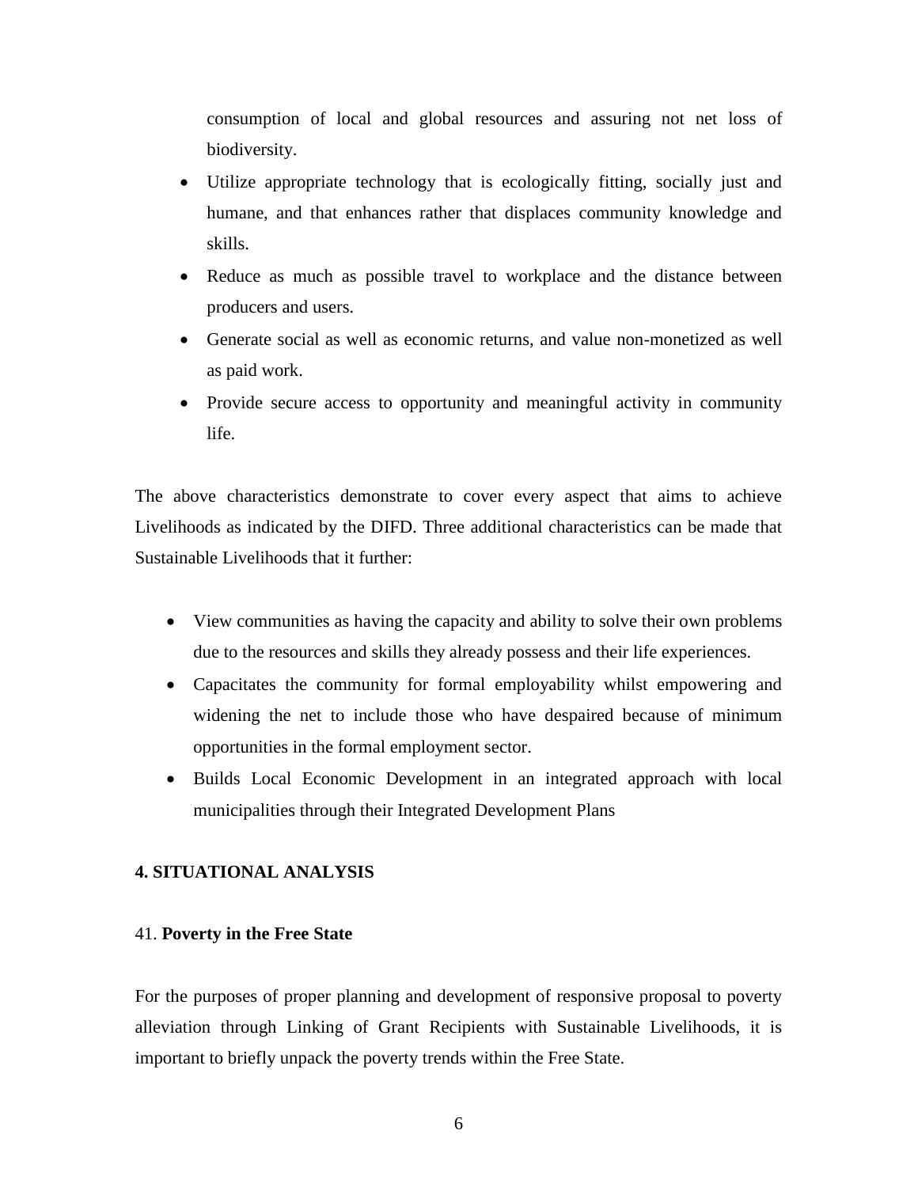consumption of local and global resources and assuring not net loss of biodiversity.

- Utilize appropriate technology that is ecologically fitting, socially just and humane, and that enhances rather that displaces community knowledge and skills.
- Reduce as much as possible travel to workplace and the distance between producers and users.
- Generate social as well as economic returns, and value non-monetized as well as paid work.
- Provide secure access to opportunity and meaningful activity in community life.

The above characteristics demonstrate to cover every aspect that aims to achieve Livelihoods as indicated by the DIFD. Three additional characteristics can be made that Sustainable Livelihoods that it further:

- View communities as having the capacity and ability to solve their own problems due to the resources and skills they already possess and their life experiences.
- Capacitates the community for formal employability whilst empowering and widening the net to include those who have despaired because of minimum opportunities in the formal employment sector.
- Builds Local Economic Development in an integrated approach with local municipalities through their Integrated Development Plans

## 4. SITUATIONAL ANALYSIS

### 41. **Poverty in the Free State**

For the purposes of proper planning and development of responsive proposal to poverty alleviation through Linking of Grant Recipients with Sustainable Livelihoods, it is important to briefly unpack the poverty trends within the Free State.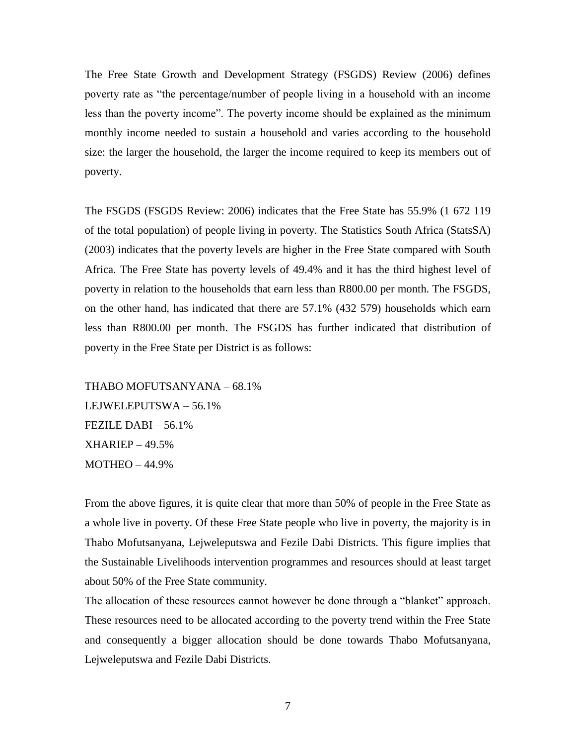The Free State Growth and Development Strategy (FSGDS) Review (2006) defines poverty rate as "the percentage/number of people living in a household with an income less than the poverty income". The poverty income should be explained as the minimum monthly income needed to sustain a household and varies according to the household size: the larger the household, the larger the income required to keep its members out of poverty.

The FSGDS (FSGDS Review: 2006) indicates that the Free State has 55.9% (1 672 119 of the total population) of people living in poverty. The Statistics South Africa (StatsSA) (2003) indicates that the poverty levels are higher in the Free State compared with South Africa. The Free State has poverty levels of 49.4% and it has the third highest level of poverty in relation to the households that earn less than R800.00 per month. The FSGDS, on the other hand, has indicated that there are 57.1% (432 579) households which earn less than R800.00 per month. The FSGDS has further indicated that distribution of poverty in the Free State per District is as follows:

THABO MOFUTSANYANA – 68.1%
LEJWELEPUTSWA – 56.1%
FEZILE DABI – 56.1%
XHARIEP – 49.5%
MOTHEO – 44.9%

From the above figures, it is quite clear that more than 50% of people in the Free State as a whole live in poverty. Of these Free State people who live in poverty, the majority is in Thabo Mofutsanyana, Lejweleputswa and Fezile Dabi Districts. This figure implies that the Sustainable Livelihoods intervention programmes and resources should at least target about 50% of the Free State community.

The allocation of these resources cannot however be done through a "blanket" approach. These resources need to be allocated according to the poverty trend within the Free State and consequently a bigger allocation should be done towards Thabo Mofutsanyana, Lejweleputswa and Fezile Dabi Districts.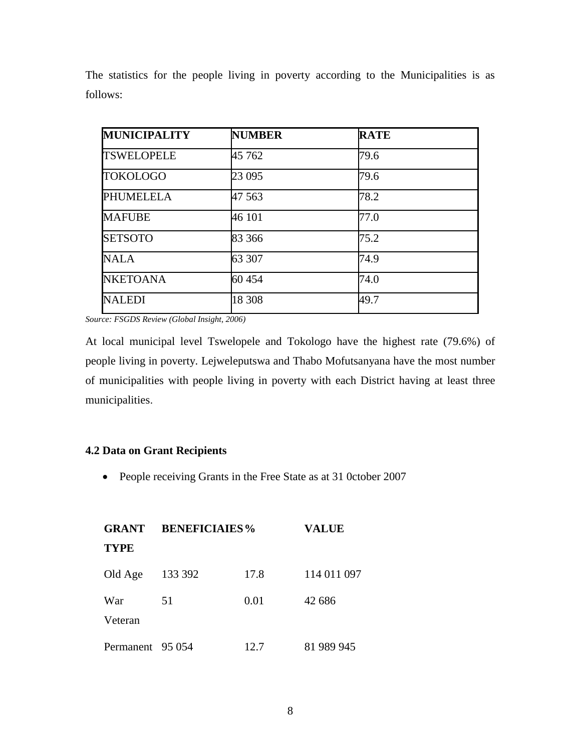The statistics for the people living in poverty according to the Municipalities is as follows:

| MUNICIPALITY | NUMBER | RATE |
|---|---|---|
| TSWELOPELE | 45 762 | 79.6 |
| TOKOLOGO | 23 095 | 79.6 |
| PHUMELELA | 47 563 | 78.2 |
| MAFUBE | 46 101 | 77.0 |
| SETSOTO | 83 366 | 75.2 |
| NALA | 63 307 | 74.9 |
| NKETOANA | 60 454 | 74.0 |
| NALEDI | 18 308 | 49.7 |

*Source: FSGDS Review (Global Insight, 2006)*

At local municipal level Tswelopele and Tokologo have the highest rate (79.6%) of people living in poverty. Lejweleputswa and Thabo Mofutsanyana have the most number of municipalities with people living in poverty with each District having at least three municipalities.

## 4.2 Data on Grant Recipients

- People receiving Grants in the Free State as at 31 0ctober 2007

| GRANT TYPE | BENEFICIAIES | % | VALUE |
|---|---|---|---|
| Old Age | 133 392 | 17.8 | 114 011 097 |
| War Veteran | 51 | 0.01 | 42 686 |
| Permanent | 95 054 | 12.7 | 81 989 945 |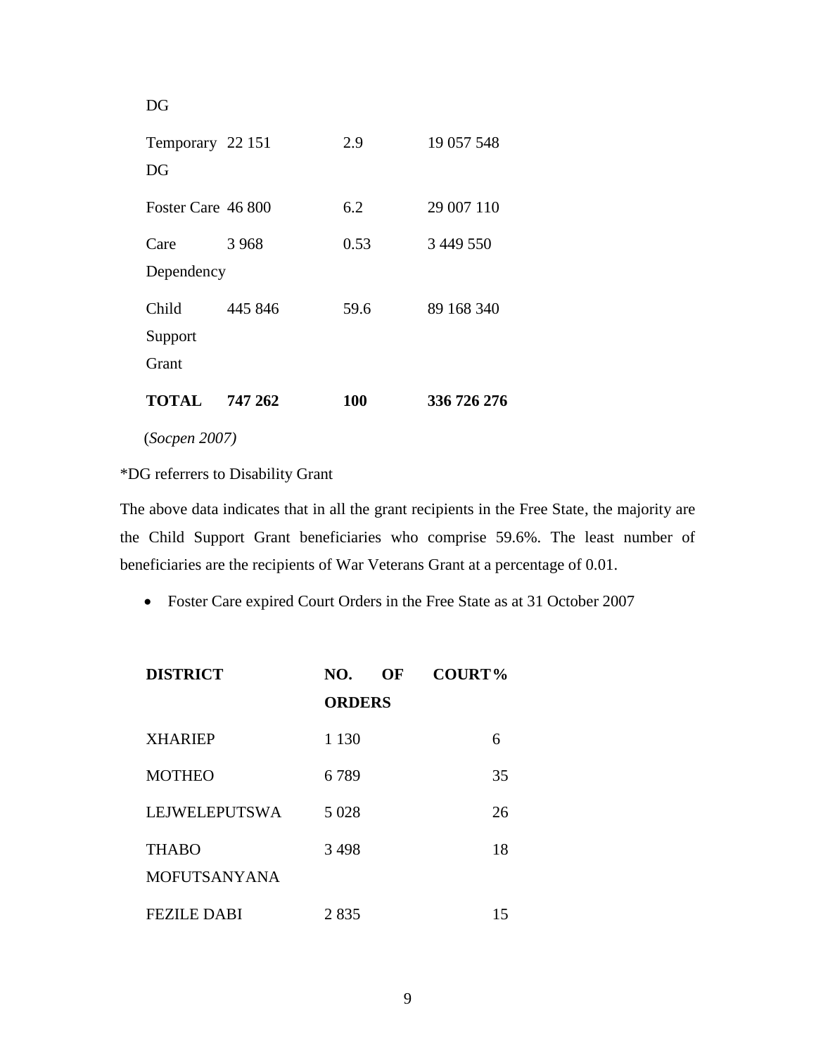| | | | |
|---|---|---|---|
| DG | | | |
| Temporary DG | 22 151 | 2.9 | 19 057 548 |
| Foster Care | 46 800 | 6.2 | 29 007 110 |
| Care Dependency | 3 968 | 0.53 | 3 449 550 |
| Child Support Grant | 445 846 | 59.6 | 89 168 340 |
| **TOTAL** | **747 262** | **100** | **336 726 276** |

(*Socpen 2007)*

*DG referrers to Disability Grant

The above data indicates that in all the grant recipients in the Free State, the majority are the Child Support Grant beneficiaries who comprise 59.6%. The least number of beneficiaries are the recipients of War Veterans Grant at a percentage of 0.01.

- Foster Care expired Court Orders in the Free State as at 31 October 2007

| DISTRICT | NO. OF COURT ORDERS | % |
|---|---|---|
| XHARIEP | 1 130 | 6 |
| MOTHEO | 6 789 | 35 |
| LEJWELEPUTSWA | 5 028 | 26 |
| THABO MOFUTSANYANA | 3 498 | 18 |
| FEZILE DABI | 2 835 | 15 |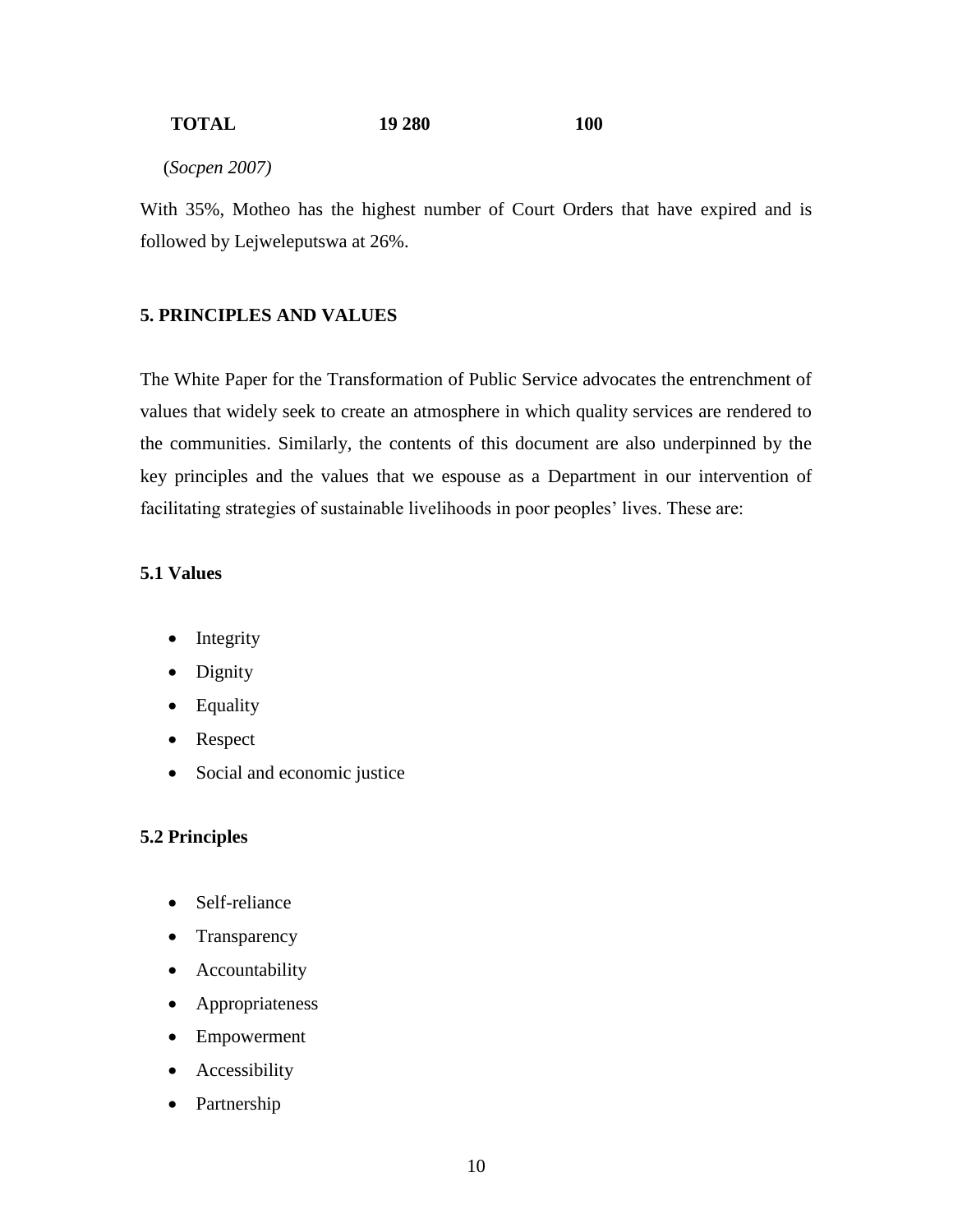| TOTAL | 19 280 | 100 |
|---|---|---|

(*Socpen 2007)*

With 35%, Motheo has the highest number of Court Orders that have expired and is followed by Lejweleputswa at 26%.

## 5. PRINCIPLES AND VALUES

The White Paper for the Transformation of Public Service advocates the entrenchment of values that widely seek to create an atmosphere in which quality services are rendered to the communities. Similarly, the contents of this document are also underpinned by the key principles and the values that we espouse as a Department in our intervention of facilitating strategies of sustainable livelihoods in poor peoples' lives. These are:

### 5.1 Values

- Integrity
- Dignity
- Equality
- Respect
- Social and economic justice

### 5.2 Principles

- Self-reliance
- Transparency
- Accountability
- Appropriateness
- Empowerment
- Accessibility
- Partnership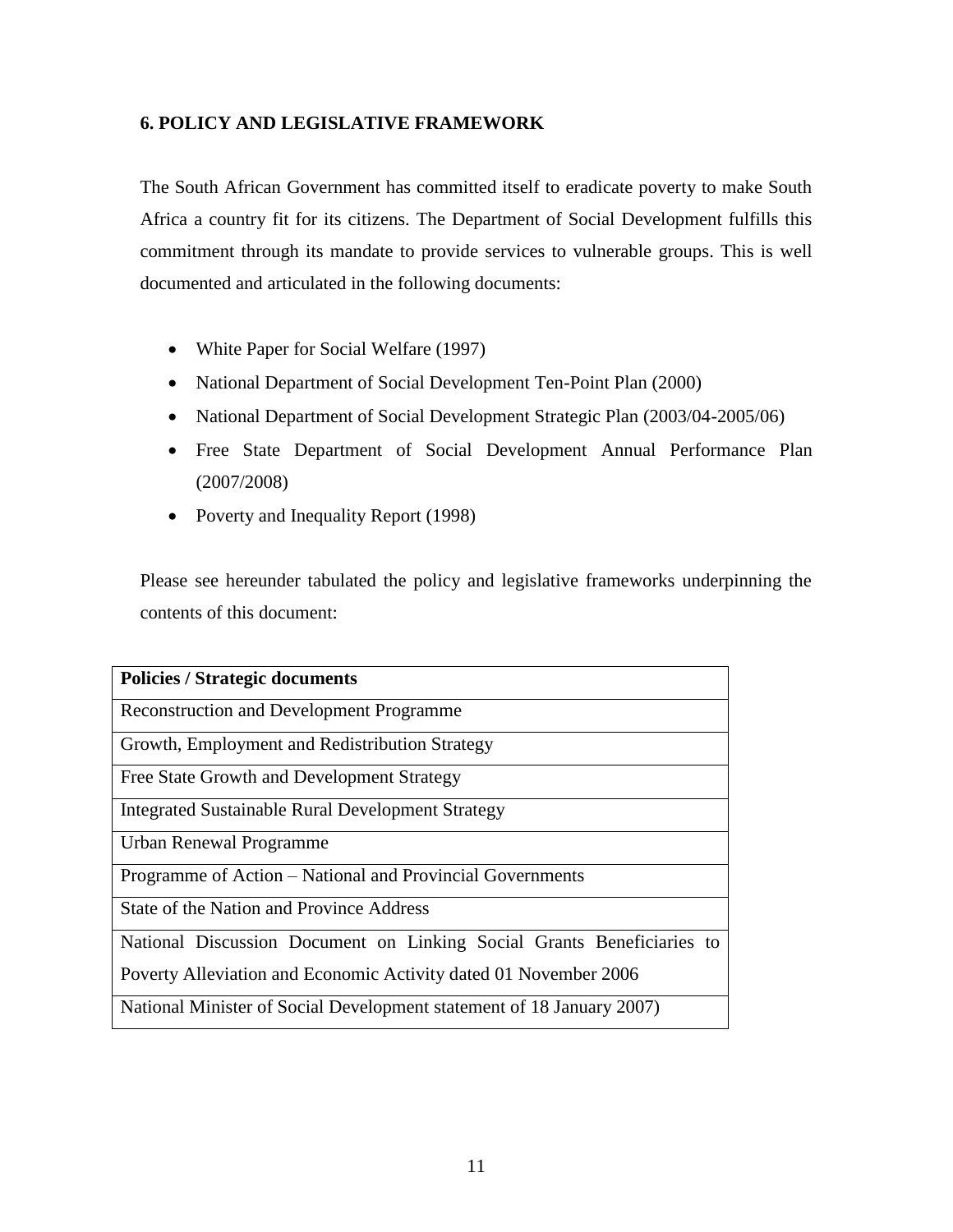## 6. POLICY AND LEGISLATIVE FRAMEWORK

The South African Government has committed itself to eradicate poverty to make South Africa a country fit for its citizens. The Department of Social Development fulfills this commitment through its mandate to provide services to vulnerable groups. This is well documented and articulated in the following documents:

- White Paper for Social Welfare (1997)
- National Department of Social Development Ten-Point Plan (2000)
- National Department of Social Development Strategic Plan (2003/04-2005/06)
- Free State Department of Social Development Annual Performance Plan (2007/2008)
- Poverty and Inequality Report (1998)

Please see hereunder tabulated the policy and legislative frameworks underpinning the contents of this document:

| **Policies / Strategic documents** |
| --- |
| Reconstruction and Development Programme |
| Growth, Employment and Redistribution Strategy |
| Free State Growth and Development Strategy |
| Integrated Sustainable Rural Development Strategy |
| Urban Renewal Programme |
| Programme of Action – National and Provincial Governments |
| State of the Nation and Province Address |
| National Discussion Document on Linking Social Grants Beneficiaries to Poverty Alleviation and Economic Activity dated 01 November 2006 |
| National Minister of Social Development statement of 18 January 2007) |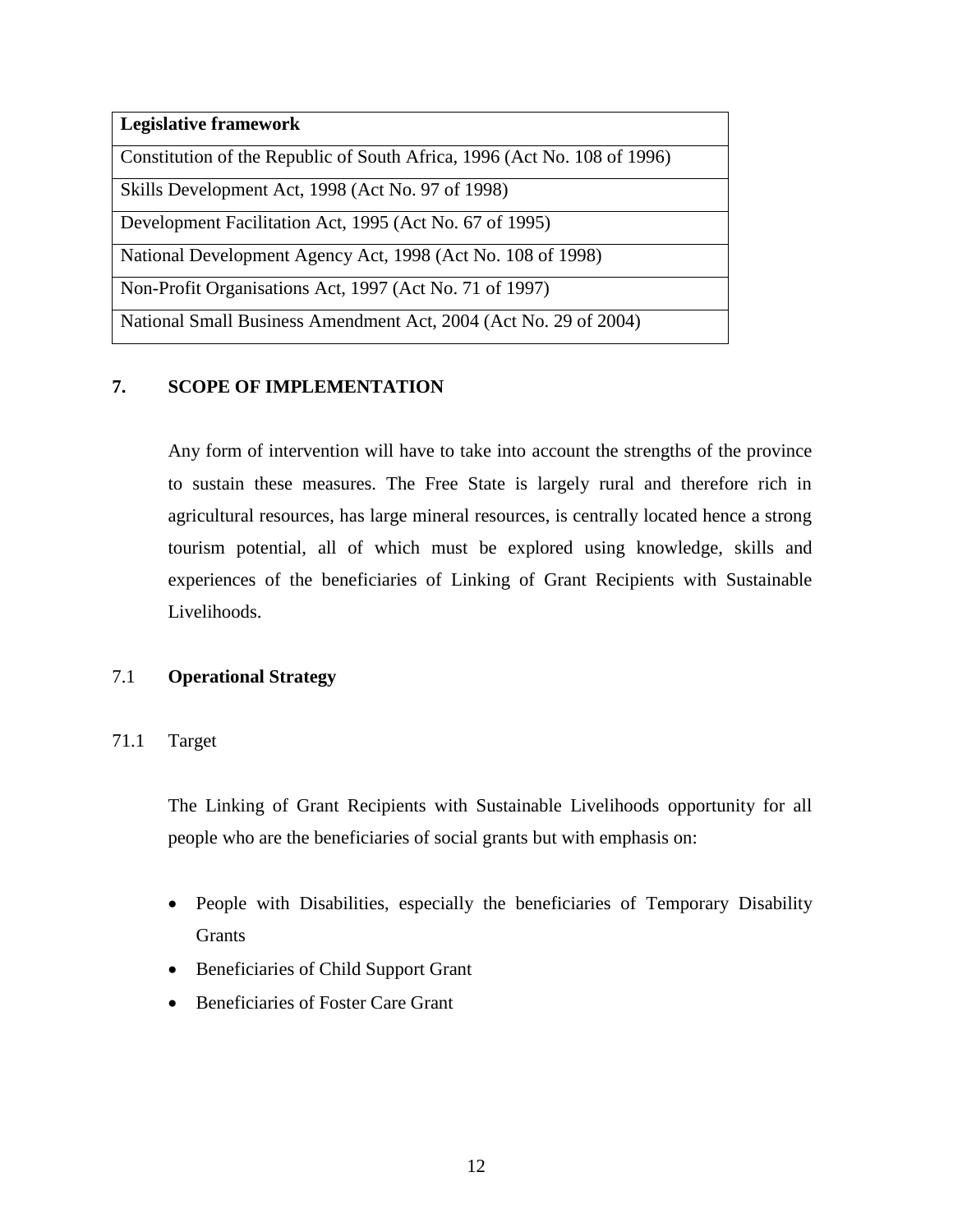| Legislative framework |
| --- |
| Constitution of the Republic of South Africa, 1996 (Act No. 108 of 1996) |
| Skills Development Act, 1998 (Act No. 97 of 1998) |
| Development Facilitation Act, 1995 (Act No. 67 of 1995) |
| National Development Agency Act, 1998 (Act No. 108 of 1998) |
| Non-Profit Organisations Act, 1997 (Act No. 71 of 1997) |
| National Small Business Amendment Act, 2004 (Act No. 29 of 2004) |

## 7. SCOPE OF IMPLEMENTATION

Any form of intervention will have to take into account the strengths of the province to sustain these measures. The Free State is largely rural and therefore rich in agricultural resources, has large mineral resources, is centrally located hence a strong tourism potential, all of which must be explored using knowledge, skills and experiences of the beneficiaries of Linking of Grant Recipients with Sustainable Livelihoods.

### 7.1 **Operational Strategy**

#### 71.1 Target

The Linking of Grant Recipients with Sustainable Livelihoods opportunity for all people who are the beneficiaries of social grants but with emphasis on:

- People with Disabilities, especially the beneficiaries of Temporary Disability Grants
- Beneficiaries of Child Support Grant
- Beneficiaries of Foster Care Grant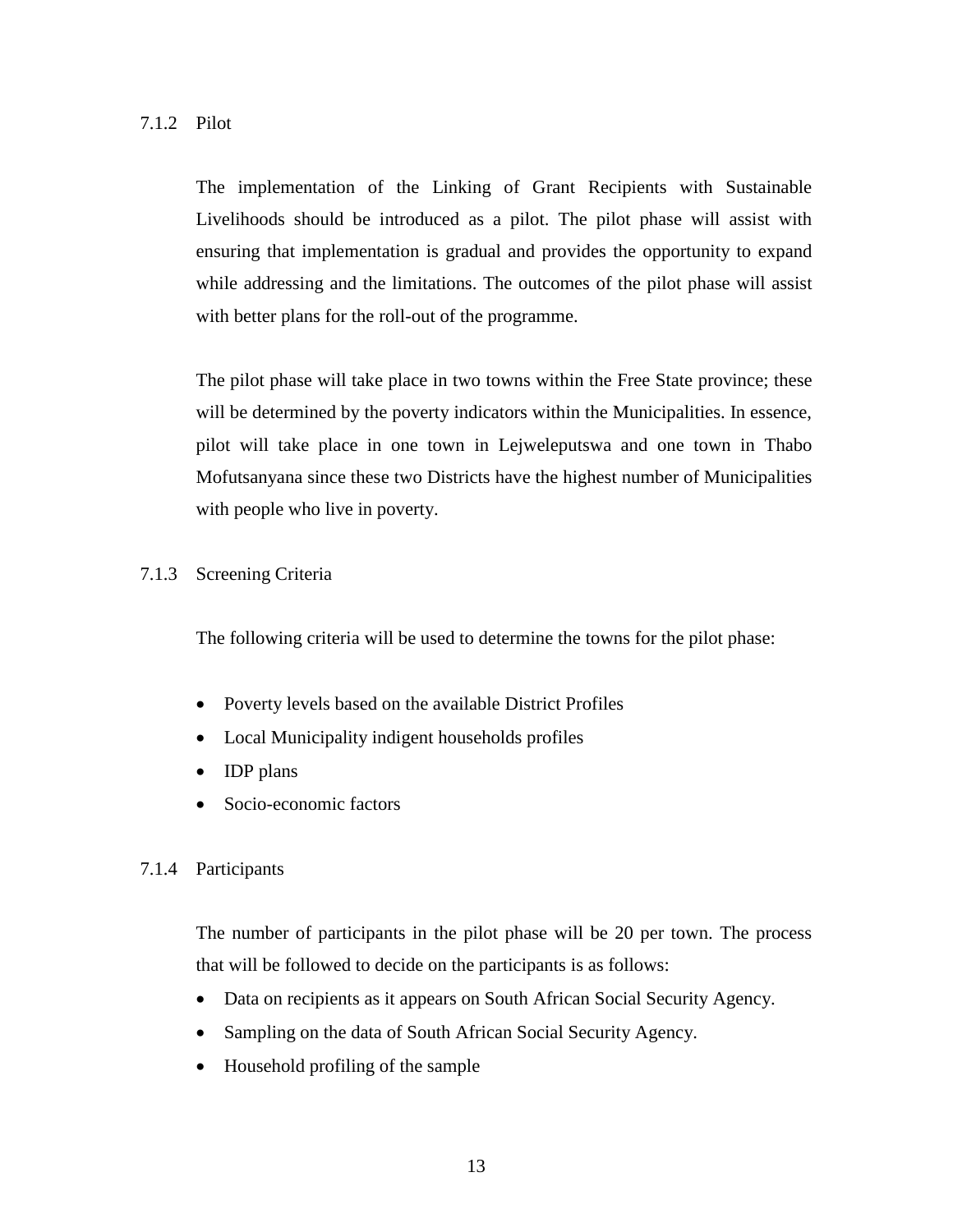### 7.1.2 Pilot

The implementation of the Linking of Grant Recipients with Sustainable Livelihoods should be introduced as a pilot. The pilot phase will assist with ensuring that implementation is gradual and provides the opportunity to expand while addressing and the limitations. The outcomes of the pilot phase will assist with better plans for the roll-out of the programme.

The pilot phase will take place in two towns within the Free State province; these will be determined by the poverty indicators within the Municipalities. In essence, pilot will take place in one town in Lejweleputswa and one town in Thabo Mofutsanyana since these two Districts have the highest number of Municipalities with people who live in poverty.

### 7.1.3 Screening Criteria

The following criteria will be used to determine the towns for the pilot phase:

- Poverty levels based on the available District Profiles
- Local Municipality indigent households profiles
- IDP plans
- Socio-economic factors

### 7.1.4 Participants

The number of participants in the pilot phase will be 20 per town. The process that will be followed to decide on the participants is as follows:

- Data on recipients as it appears on South African Social Security Agency.
- Sampling on the data of South African Social Security Agency.
- Household profiling of the sample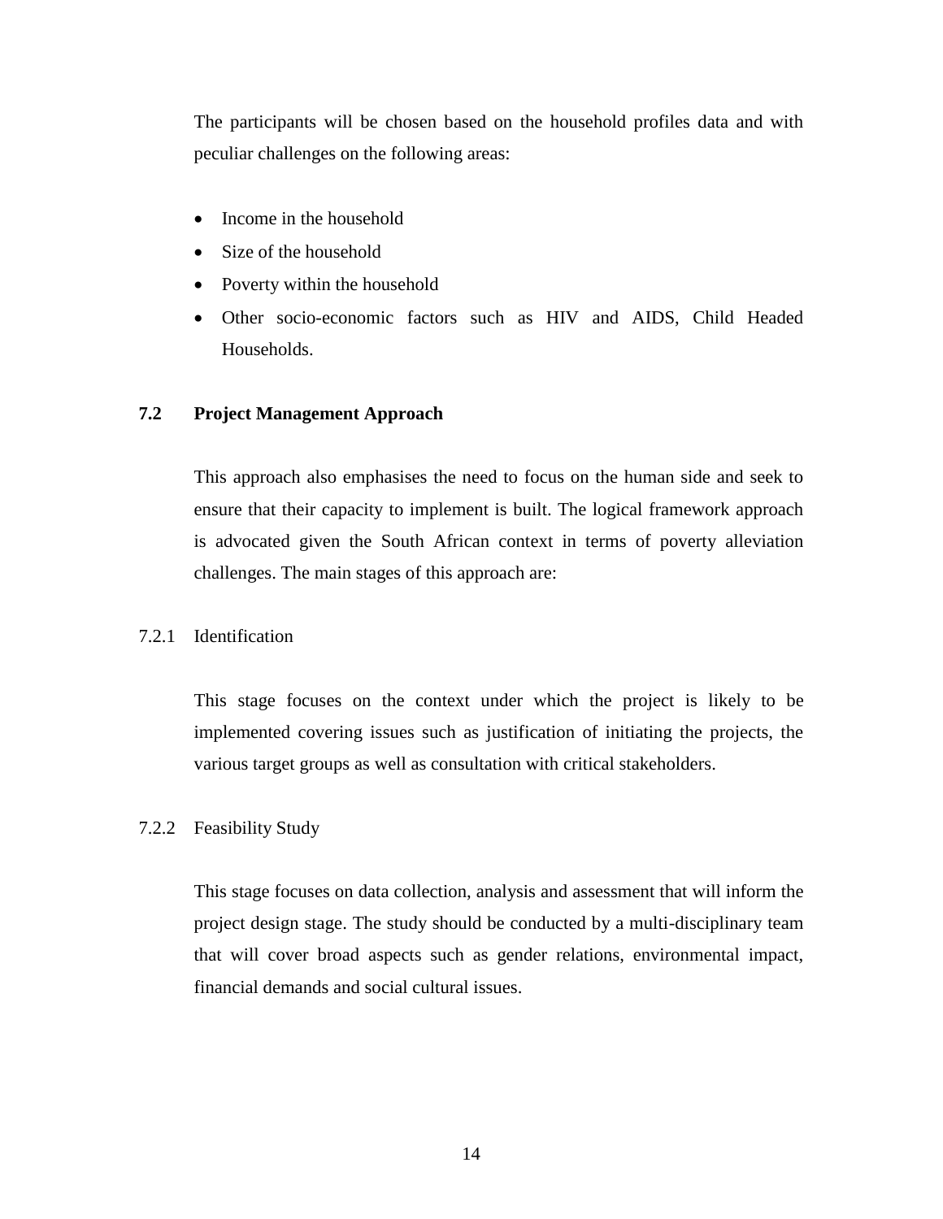The participants will be chosen based on the household profiles data and with peculiar challenges on the following areas:

- Income in the household
- Size of the household
- Poverty within the household
- Other socio-economic factors such as HIV and AIDS, Child Headed Households.

## 7.2 Project Management Approach

This approach also emphasises the need to focus on the human side and seek to ensure that their capacity to implement is built. The logical framework approach is advocated given the South African context in terms of poverty alleviation challenges. The main stages of this approach are:

### 7.2.1 Identification

This stage focuses on the context under which the project is likely to be implemented covering issues such as justification of initiating the projects, the various target groups as well as consultation with critical stakeholders.

### 7.2.2 Feasibility Study

This stage focuses on data collection, analysis and assessment that will inform the project design stage. The study should be conducted by a multi-disciplinary team that will cover broad aspects such as gender relations, environmental impact, financial demands and social cultural issues.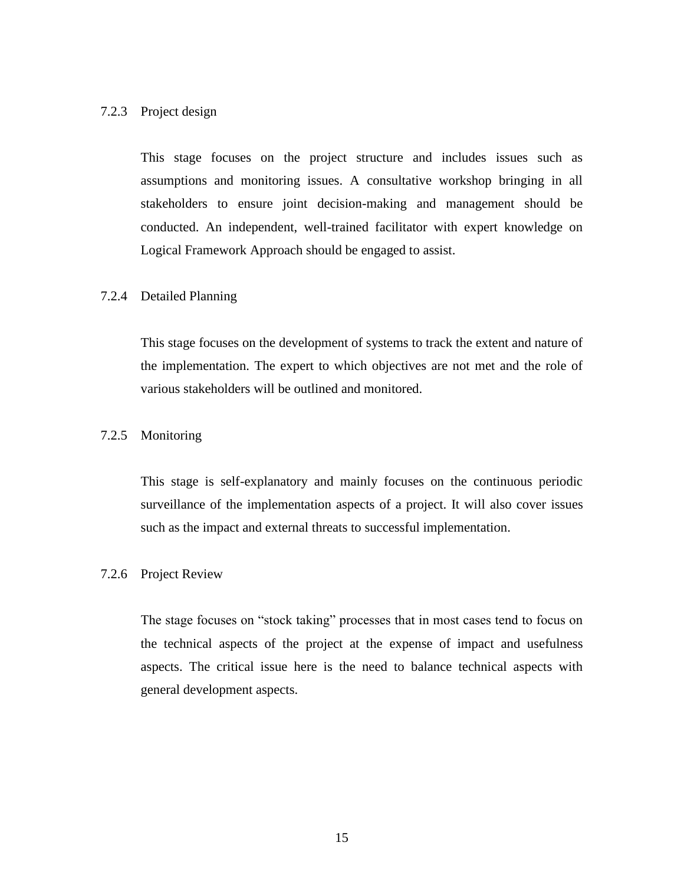### 7.2.3 Project design

This stage focuses on the project structure and includes issues such as assumptions and monitoring issues. A consultative workshop bringing in all stakeholders to ensure joint decision-making and management should be conducted. An independent, well-trained facilitator with expert knowledge on Logical Framework Approach should be engaged to assist.

### 7.2.4 Detailed Planning

This stage focuses on the development of systems to track the extent and nature of the implementation. The expert to which objectives are not met and the role of various stakeholders will be outlined and monitored.

### 7.2.5 Monitoring

This stage is self-explanatory and mainly focuses on the continuous periodic surveillance of the implementation aspects of a project. It will also cover issues such as the impact and external threats to successful implementation.

### 7.2.6 Project Review

The stage focuses on "stock taking" processes that in most cases tend to focus on the technical aspects of the project at the expense of impact and usefulness aspects. The critical issue here is the need to balance technical aspects with general development aspects.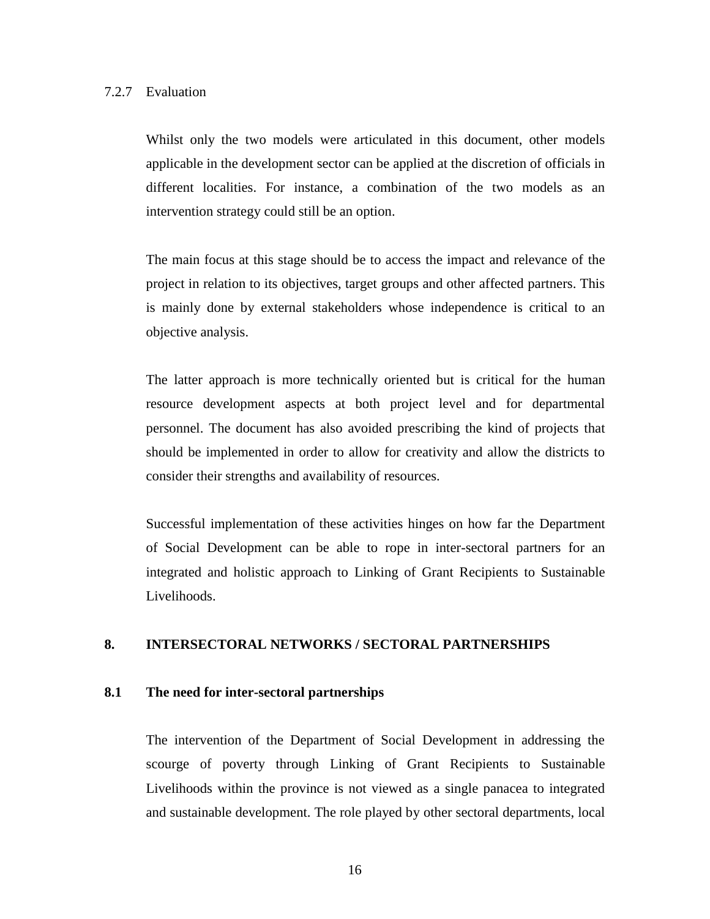### 7.2.7 Evaluation

Whilst only the two models were articulated in this document, other models applicable in the development sector can be applied at the discretion of officials in different localities. For instance, a combination of the two models as an intervention strategy could still be an option.

The main focus at this stage should be to access the impact and relevance of the project in relation to its objectives, target groups and other affected partners. This is mainly done by external stakeholders whose independence is critical to an objective analysis.

The latter approach is more technically oriented but is critical for the human resource development aspects at both project level and for departmental personnel. The document has also avoided prescribing the kind of projects that should be implemented in order to allow for creativity and allow the districts to consider their strengths and availability of resources.

Successful implementation of these activities hinges on how far the Department of Social Development can be able to rope in inter-sectoral partners for an integrated and holistic approach to Linking of Grant Recipients to Sustainable Livelihoods.

## 8. INTERSECTORAL NETWORKS / SECTORAL PARTNERSHIPS

### 8.1 The need for inter-sectoral partnerships

The intervention of the Department of Social Development in addressing the scourge of poverty through Linking of Grant Recipients to Sustainable Livelihoods within the province is not viewed as a single panacea to integrated and sustainable development. The role played by other sectoral departments, local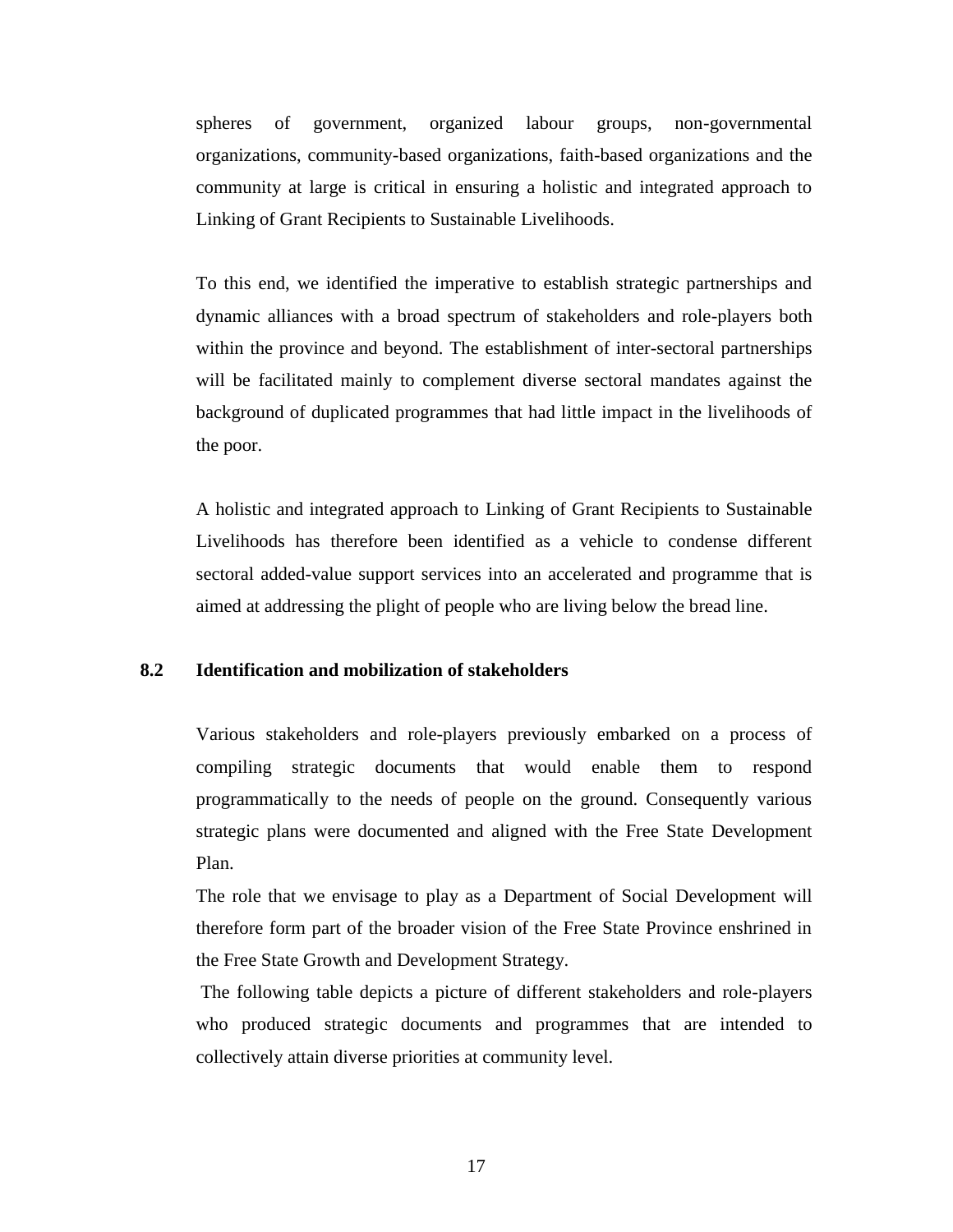spheres of government, organized labour groups, non-governmental organizations, community-based organizations, faith-based organizations and the community at large is critical in ensuring a holistic and integrated approach to Linking of Grant Recipients to Sustainable Livelihoods.

To this end, we identified the imperative to establish strategic partnerships and dynamic alliances with a broad spectrum of stakeholders and role-players both within the province and beyond. The establishment of inter-sectoral partnerships will be facilitated mainly to complement diverse sectoral mandates against the background of duplicated programmes that had little impact in the livelihoods of the poor.

A holistic and integrated approach to Linking of Grant Recipients to Sustainable Livelihoods has therefore been identified as a vehicle to condense different sectoral added-value support services into an accelerated and programme that is aimed at addressing the plight of people who are living below the bread line.

## 8.2 Identification and mobilization of stakeholders

Various stakeholders and role-players previously embarked on a process of compiling strategic documents that would enable them to respond programmatically to the needs of people on the ground. Consequently various strategic plans were documented and aligned with the Free State Development Plan.

The role that we envisage to play as a Department of Social Development will therefore form part of the broader vision of the Free State Province enshrined in the Free State Growth and Development Strategy.

The following table depicts a picture of different stakeholders and role-players who produced strategic documents and programmes that are intended to collectively attain diverse priorities at community level.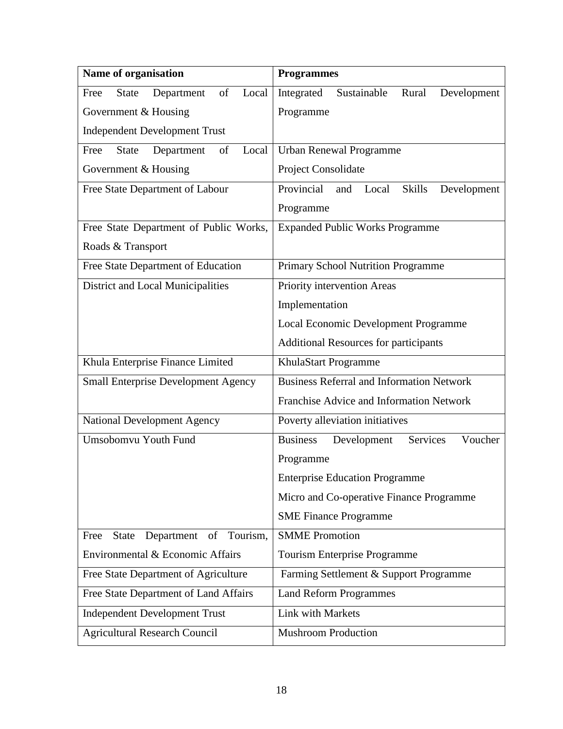| Name of organisation | Programmes |
|---|---|
| Free State Department of Local Government & Housing<br>Independent Development Trust | Integrated Sustainable Rural Development Programme |
| Free State Department of Local Government & Housing | Urban Renewal Programme<br>Project Consolidate |
| Free State Department of Labour | Provincial and Local Skills Development Programme |
| Free State Department of Public Works, Roads & Transport | Expanded Public Works Programme |
| Free State Department of Education | Primary School Nutrition Programme |
| District and Local Municipalities | Priority intervention Areas<br>Implementation<br>Local Economic Development Programme<br>Additional Resources for participants |
| Khula Enterprise Finance Limited | KhulaStart Programme |
| Small Enterprise Development Agency | Business Referral and Information Network<br>Franchise Advice and Information Network |
| National Development Agency | Poverty alleviation initiatives |
| Umsobomvu Youth Fund | Business Development Services Voucher Programme<br>Enterprise Education Programme<br>Micro and Co-operative Finance Programme<br>SME Finance Programme |
| Free State Department of Tourism, Environmental & Economic Affairs | SMME Promotion<br>Tourism Enterprise Programme |
| Free State Department of Agriculture | Farming Settlement & Support Programme |
| Free State Department of Land Affairs | Land Reform Programmes |
| Independent Development Trust | Link with Markets |
| Agricultural Research Council | Mushroom Production |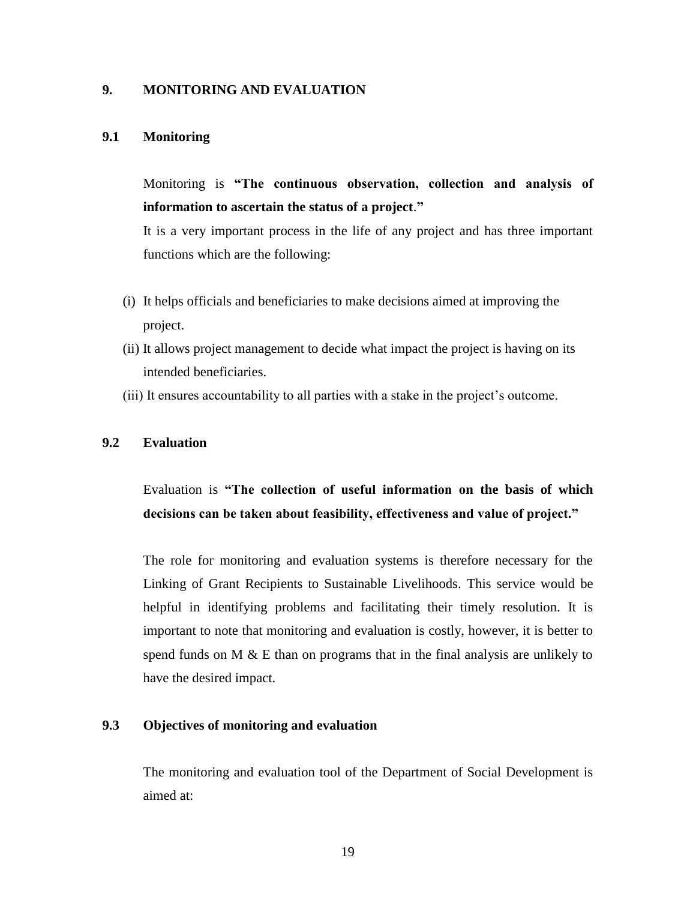## 9. MONITORING AND EVALUATION

### 9.1 Monitoring

Monitoring is **"The continuous observation, collection and analysis of information to ascertain the status of a project."**

It is a very important process in the life of any project and has three important functions which are the following:

(i) It helps officials and beneficiaries to make decisions aimed at improving the project.

(ii) It allows project management to decide what impact the project is having on its intended beneficiaries.

(iii) It ensures accountability to all parties with a stake in the project's outcome.

### 9.2 Evaluation

Evaluation is **"The collection of useful information on the basis of which decisions can be taken about feasibility, effectiveness and value of project."**

The role for monitoring and evaluation systems is therefore necessary for the Linking of Grant Recipients to Sustainable Livelihoods. This service would be helpful in identifying problems and facilitating their timely resolution. It is important to note that monitoring and evaluation is costly, however, it is better to spend funds on M & E than on programs that in the final analysis are unlikely to have the desired impact.

### 9.3 Objectives of monitoring and evaluation

The monitoring and evaluation tool of the Department of Social Development is aimed at: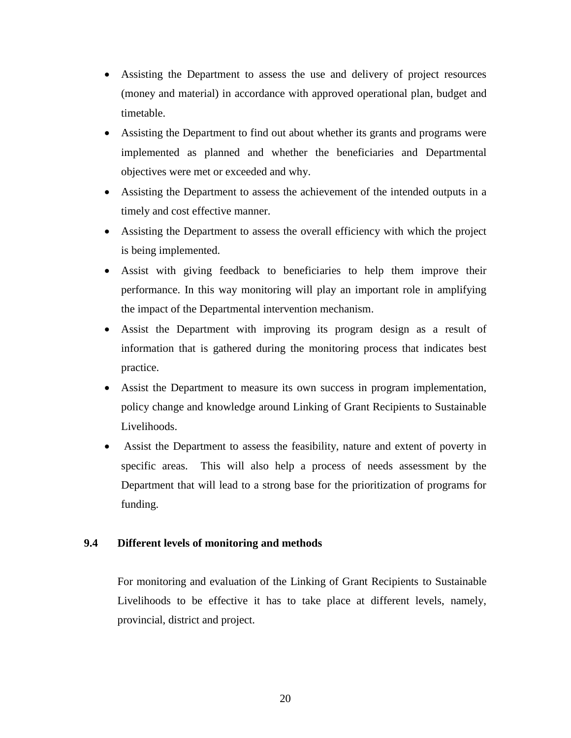- Assisting the Department to assess the use and delivery of project resources (money and material) in accordance with approved operational plan, budget and timetable.
- Assisting the Department to find out about whether its grants and programs were implemented as planned and whether the beneficiaries and Departmental objectives were met or exceeded and why.
- Assisting the Department to assess the achievement of the intended outputs in a timely and cost effective manner.
- Assisting the Department to assess the overall efficiency with which the project is being implemented.
- Assist with giving feedback to beneficiaries to help them improve their performance. In this way monitoring will play an important role in amplifying the impact of the Departmental intervention mechanism.
- Assist the Department with improving its program design as a result of information that is gathered during the monitoring process that indicates best practice.
- Assist the Department to measure its own success in program implementation, policy change and knowledge around Linking of Grant Recipients to Sustainable Livelihoods.
- Assist the Department to assess the feasibility, nature and extent of poverty in specific areas. This will also help a process of needs assessment by the Department that will lead to a strong base for the prioritization of programs for funding.

### 9.4 Different levels of monitoring and methods

For monitoring and evaluation of the Linking of Grant Recipients to Sustainable Livelihoods to be effective it has to take place at different levels, namely, provincial, district and project.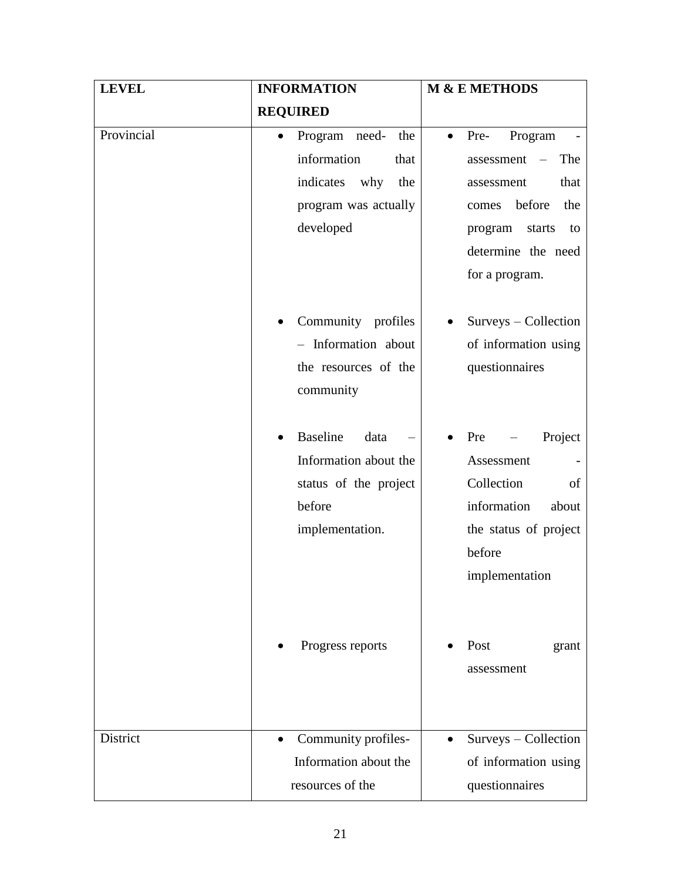| LEVEL | INFORMATION REQUIRED | M & E METHODS |
|---|---|---|
| Provincial | • Program need- the information that indicates why the program was actually developed<br><br>• Community profiles – Information about the resources of the community<br><br>• Baseline data – Information about the status of the project before implementation.<br><br>• Progress reports | • Pre- Program - assessment – The assessment that comes before the program starts to determine the need for a program.<br><br>• Surveys – Collection of information using questionnaires<br><br>• Pre – Project Assessment - Collection of information about the status of project before implementation<br><br>• Post grant assessment |
| District | • Community profiles- Information about the resources of the | • Surveys – Collection of information using questionnaires |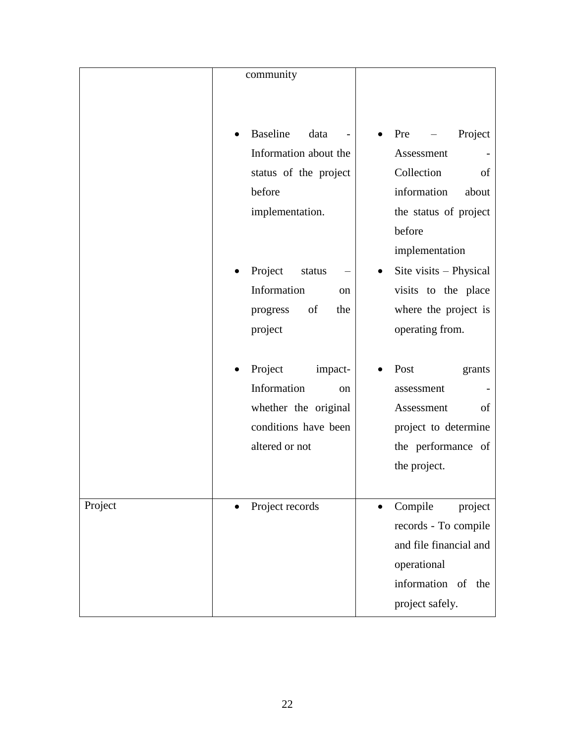| | | |
|---|---|---|
| | community<br><br>• Baseline data - Information about the status of the project before implementation.<br><br>• Project status – Information on progress of the project<br><br>• Project impact- Information on whether the original conditions have been altered or not | • Pre – Project Assessment - Collection of information about the status of project before implementation<br><br>• Site visits – Physical visits to the place where the project is operating from.<br><br>• Post grants assessment - Assessment of project to determine the performance of the project. |
| Project | • Project records | • Compile project records - To compile and file financial and operational information of the project safely. |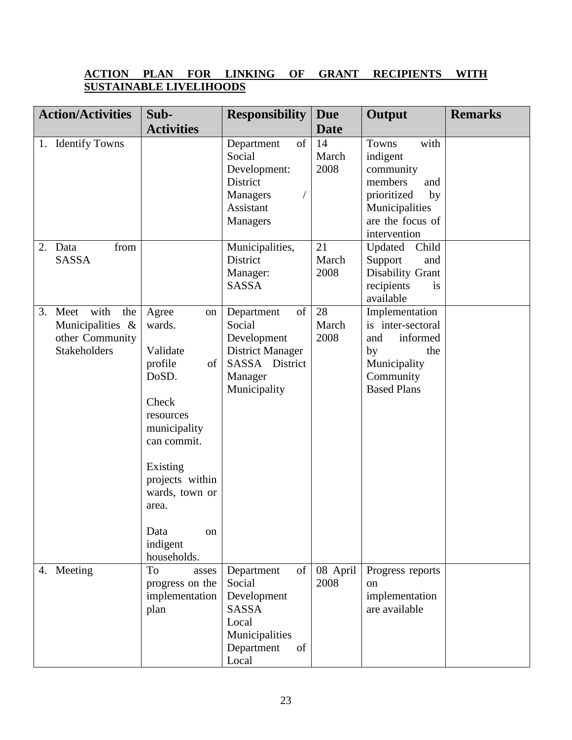**ACTION PLAN FOR LINKING OF GRANT RECIPIENTS WITH SUSTAINABLE LIVELIHOODS**

| Action/Activities | Sub-Activities | Responsibility | Due Date | Output | Remarks |
|---|---|---|---|---|---|
| 1. Identify Towns | | Department of Social Development: District Managers / Assistant Managers | 14 March 2008 | Towns with indigent community members and prioritized by Municipalities are the focus of intervention | |
| 2. Data from SASSA | | Municipalities, District Manager: SASSA | 21 March 2008 | Updated Child Support and Disability Grant recipients is available | |
| 3. Meet with the Municipalities & other Community Stakeholders | Agree on wards.<br><br>Validate profile of DoSD.<br><br>Check resources municipality can commit.<br><br>Existing projects within wards, town or area.<br><br>Data on indigent households. | Department of Social Development District Manager SASSA District Manager Municipality | 28 March 2008 | Implementation is inter-sectoral and informed by the Municipality Community Based Plans | |
| 4. Meeting | To asses progress on the implementation plan | Department of Social Development SASSA Local Municipalities Department of Local | 08 April 2008 | Progress reports on implementation are available | |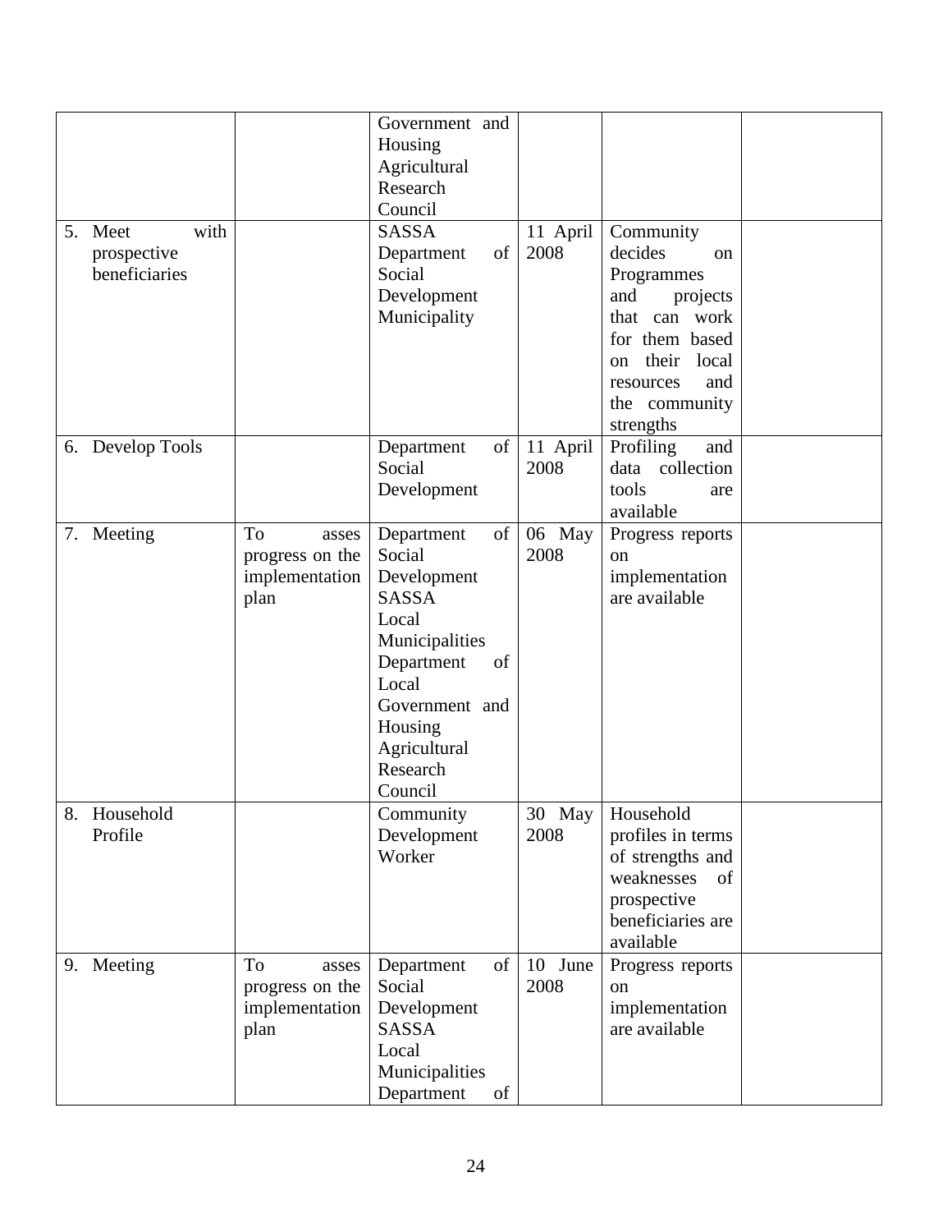| | | | | | |
|---|---|---|---|---|---|
| | | Government and Housing Agricultural Research Council | | | |
| 5. Meet with prospective beneficiaries | | SASSA Department of Social Development Municipality | 11 April 2008 | Community decides on Programmes and projects that can work for them based on their local resources and the community strengths | |
| 6. Develop Tools | | Department of Social Development | 11 April 2008 | Profiling and data collection tools are available | |
| 7. Meeting | To asses progress on the implementation plan | Department of Social Development SASSA Local Municipalities Department of Local Government and Housing Agricultural Research Council | 06 May 2008 | Progress reports on implementation are available | |
| 8. Household Profile | | Community Development Worker | 30 May 2008 | Household profiles in terms of strengths and weaknesses of prospective beneficiaries are available | |
| 9. Meeting | To asses progress on the implementation plan | Department of Social Development SASSA Local Municipalities Department of | 10 June 2008 | Progress reports on implementation are available | |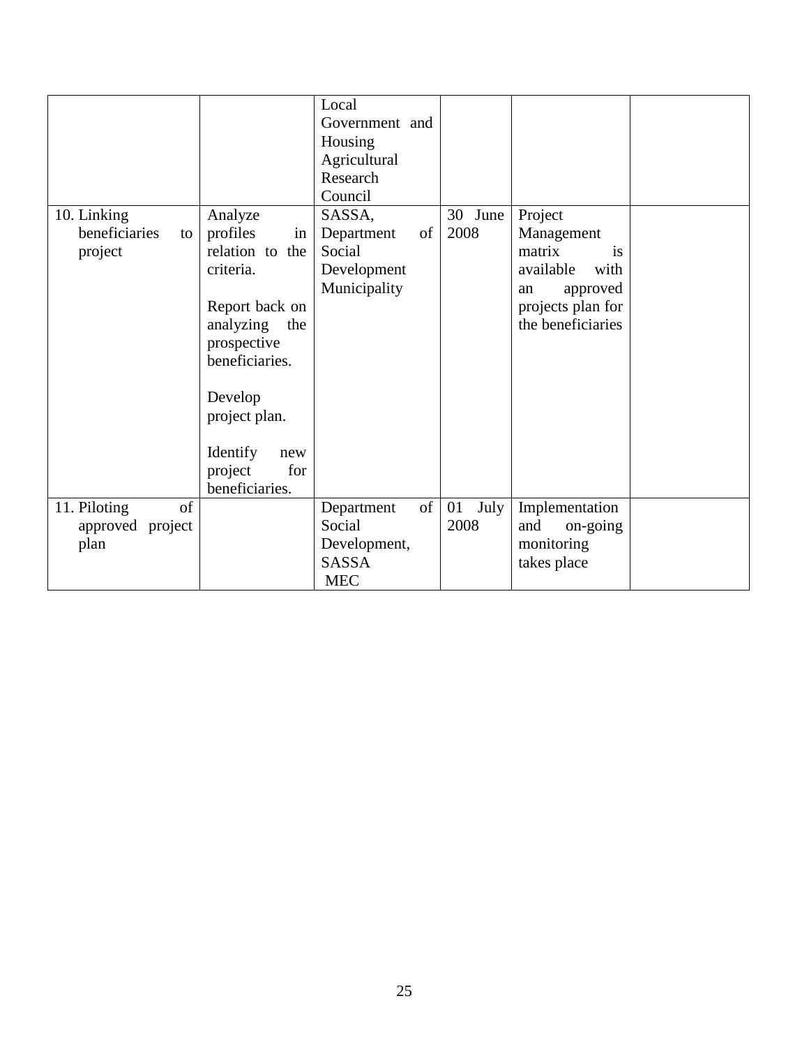| | | | | | |
|---|---|---|---|---|---|
| | | Local Government and Housing Agricultural Research Council | | | |
| 10. Linking beneficiaries to project | Analyze profiles in relation to the criteria.<br><br>Report back on analyzing the prospective beneficiaries.<br><br>Develop project plan.<br><br>Identify new project for beneficiaries. | SASSA, Department of Social Development Municipality | 30 June 2008 | Project Management matrix is available with an approved projects plan for the beneficiaries | |
| 11. Piloting of approved project plan | | Department of Social Development, SASSA MEC | 01 July 2008 | Implementation and on-going monitoring takes place | |